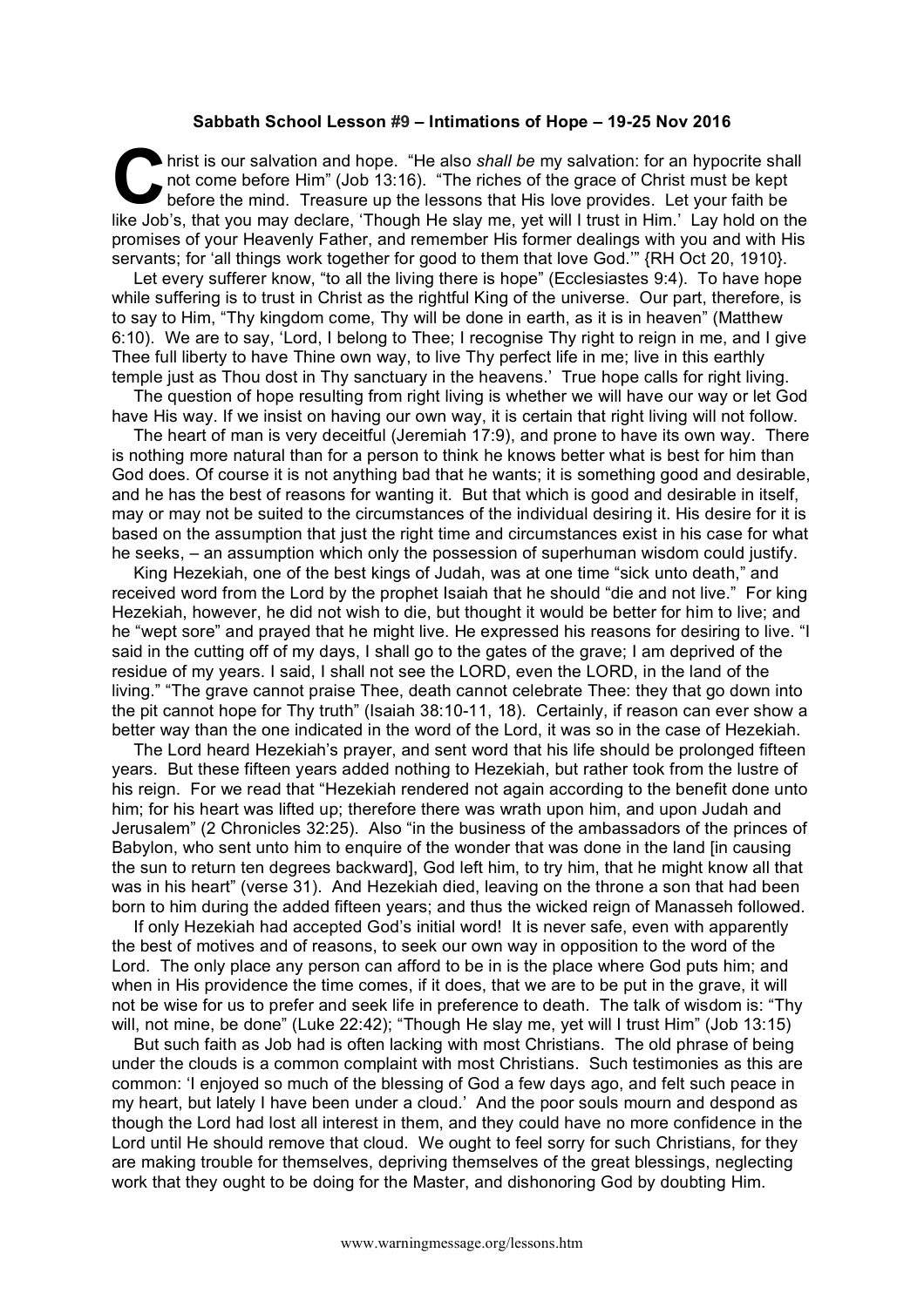**Sabbath School Lesson #9 – Intimations of Hope – 19-25 Nov 2016**

Christ is our salvation and hope. "He also *shall be* my salvation: for an hypocrite shall not come before Him" (Job 13:16). "The riches of the grace of Christ must be kept before the mind. Treasure up the lessons that His love provides. Let your faith be like Job's, that you may declare, 'Though He slay me, yet will I trust in Him.' Lay hold on the promises of your Heavenly Father, and remember His former dealings with you and with His servants; for 'all things work together for good to them that love God.'" {RH Oct 20, 1910}.

Let every sufferer know, "to all the living there is hope" (Ecclesiastes 9:4). To have hope while suffering is to trust in Christ as the rightful King of the universe. Our part, therefore, is to say to Him, "Thy kingdom come, Thy will be done in earth, as it is in heaven" (Matthew 6:10). We are to say, 'Lord, I belong to Thee; I recognise Thy right to reign in me, and I give Thee full liberty to have Thine own way, to live Thy perfect life in me; live in this earthly temple just as Thou dost in Thy sanctuary in the heavens.' True hope calls for right living.

The question of hope resulting from right living is whether we will have our way or let God have His way. If we insist on having our own way, it is certain that right living will not follow.

The heart of man is very deceitful (Jeremiah 17:9), and prone to have its own way. There is nothing more natural than for a person to think he knows better what is best for him than God does. Of course it is not anything bad that he wants; it is something good and desirable, and he has the best of reasons for wanting it. But that which is good and desirable in itself, may or may not be suited to the circumstances of the individual desiring it. His desire for it is based on the assumption that just the right time and circumstances exist in his case for what he seeks, – an assumption which only the possession of superhuman wisdom could justify.

King Hezekiah, one of the best kings of Judah, was at one time "sick unto death," and received word from the Lord by the prophet Isaiah that he should "die and not live." For king Hezekiah, however, he did not wish to die, but thought it would be better for him to live; and he "wept sore" and prayed that he might live. He expressed his reasons for desiring to live. "I said in the cutting off of my days, I shall go to the gates of the grave; I am deprived of the residue of my years. I said, I shall not see the LORD, even the LORD, in the land of the living." "The grave cannot praise Thee, death cannot celebrate Thee: they that go down into the pit cannot hope for Thy truth" (Isaiah 38:10-11, 18). Certainly, if reason can ever show a better way than the one indicated in the word of the Lord, it was so in the case of Hezekiah.

The Lord heard Hezekiah's prayer, and sent word that his life should be prolonged fifteen years. But these fifteen years added nothing to Hezekiah, but rather took from the lustre of his reign. For we read that "Hezekiah rendered not again according to the benefit done unto him; for his heart was lifted up; therefore there was wrath upon him, and upon Judah and Jerusalem" (2 Chronicles 32:25). Also "in the business of the ambassadors of the princes of Babylon, who sent unto him to enquire of the wonder that was done in the land [in causing the sun to return ten degrees backward], God left him, to try him, that he might know all that was in his heart" (verse 31). And Hezekiah died, leaving on the throne a son that had been born to him during the added fifteen years; and thus the wicked reign of Manasseh followed.

If only Hezekiah had accepted God's initial word! It is never safe, even with apparently the best of motives and of reasons, to seek our own way in opposition to the word of the Lord. The only place any person can afford to be in is the place where God puts him; and when in His providence the time comes, if it does, that we are to be put in the grave, it will not be wise for us to prefer and seek life in preference to death. The talk of wisdom is: "Thy will, not mine, be done" (Luke 22:42); "Though He slay me, yet will I trust Him" (Job 13:15)

But such faith as Job had is often lacking with most Christians. The old phrase of being under the clouds is a common complaint with most Christians. Such testimonies as this are common: 'I enjoyed so much of the blessing of God a few days ago, and felt such peace in my heart, but lately I have been under a cloud.' And the poor souls mourn and despond as though the Lord had lost all interest in them, and they could have no more confidence in the Lord until He should remove that cloud. We ought to feel sorry for such Christians, for they are making trouble for themselves, depriving themselves of the great blessings, neglecting work that they ought to be doing for the Master, and dishonoring God by doubting Him.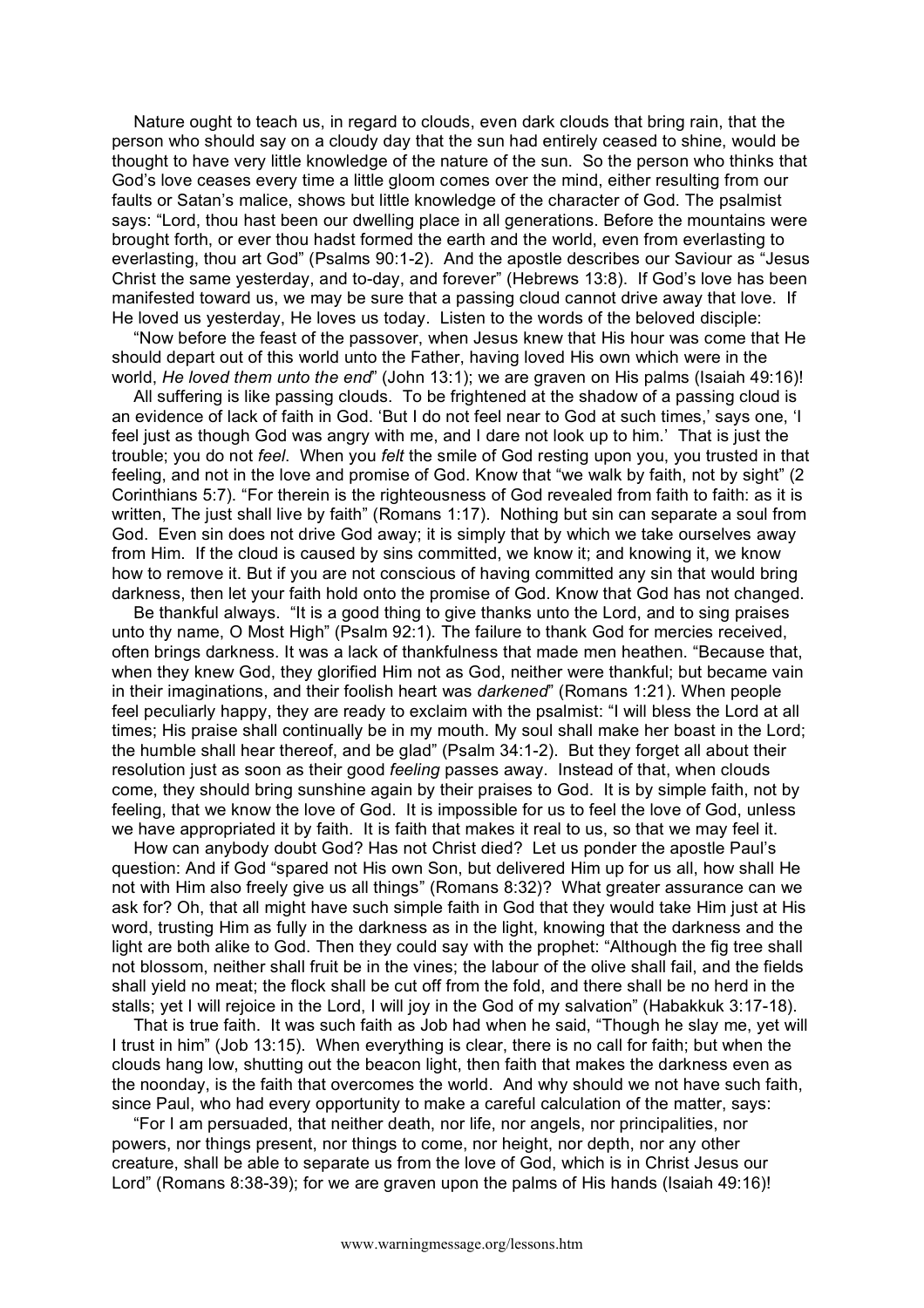Nature ought to teach us, in regard to clouds, even dark clouds that bring rain, that the person who should say on a cloudy day that the sun had entirely ceased to shine, would be thought to have very little knowledge of the nature of the sun. So the person who thinks that God's love ceases every time a little gloom comes over the mind, either resulting from our faults or Satan's malice, shows but little knowledge of the character of God. The psalmist says: "Lord, thou hast been our dwelling place in all generations. Before the mountains were brought forth, or ever thou hadst formed the earth and the world, even from everlasting to everlasting, thou art God" (Psalms 90:1-2). And the apostle describes our Saviour as "Jesus Christ the same yesterday, and to-day, and forever" (Hebrews 13:8). If God's love has been manifested toward us, we may be sure that a passing cloud cannot drive away that love. If He loved us yesterday, He loves us today. Listen to the words of the beloved disciple:

"Now before the feast of the passover, when Jesus knew that His hour was come that He should depart out of this world unto the Father, having loved His own which were in the world, *He loved them unto the end*" (John 13:1); we are graven on His palms (Isaiah 49:16)!

All suffering is like passing clouds. To be frightened at the shadow of a passing cloud is an evidence of lack of faith in God. 'But I do not feel near to God at such times,' says one, 'I feel just as though God was angry with me, and I dare not look up to him.' That is just the trouble; you do not *feel*. When you *felt* the smile of God resting upon you, you trusted in that feeling, and not in the love and promise of God. Know that "we walk by faith, not by sight" (2 Corinthians 5:7). "For therein is the righteousness of God revealed from faith to faith: as it is written, The just shall live by faith" (Romans 1:17). Nothing but sin can separate a soul from God. Even sin does not drive God away; it is simply that by which we take ourselves away from Him. If the cloud is caused by sins committed, we know it; and knowing it, we know how to remove it. But if you are not conscious of having committed any sin that would bring darkness, then let your faith hold onto the promise of God. Know that God has not changed.

Be thankful always. "It is a good thing to give thanks unto the Lord, and to sing praises unto thy name, O Most High" (Psalm 92:1). The failure to thank God for mercies received, often brings darkness. It was a lack of thankfulness that made men heathen. "Because that, when they knew God, they glorified Him not as God, neither were thankful; but became vain in their imaginations, and their foolish heart was *darkened*" (Romans 1:21). When people feel peculiarly happy, they are ready to exclaim with the psalmist: "I will bless the Lord at all times; His praise shall continually be in my mouth. My soul shall make her boast in the Lord; the humble shall hear thereof, and be glad" (Psalm 34:1-2). But they forget all about their resolution just as soon as their good *feeling* passes away. Instead of that, when clouds come, they should bring sunshine again by their praises to God. It is by simple faith, not by feeling, that we know the love of God. It is impossible for us to feel the love of God, unless we have appropriated it by faith. It is faith that makes it real to us, so that we may feel it.

How can anybody doubt God? Has not Christ died? Let us ponder the apostle Paul's question: And if God "spared not His own Son, but delivered Him up for us all, how shall He not with Him also freely give us all things" (Romans 8:32)? What greater assurance can we ask for? Oh, that all might have such simple faith in God that they would take Him just at His word, trusting Him as fully in the darkness as in the light, knowing that the darkness and the light are both alike to God. Then they could say with the prophet: "Although the fig tree shall not blossom, neither shall fruit be in the vines; the labour of the olive shall fail, and the fields shall yield no meat; the flock shall be cut off from the fold, and there shall be no herd in the stalls; yet I will rejoice in the Lord, I will joy in the God of my salvation" (Habakkuk 3:17-18).

That is true faith. It was such faith as Job had when he said, "Though he slay me, yet will I trust in him" (Job 13:15). When everything is clear, there is no call for faith; but when the clouds hang low, shutting out the beacon light, then faith that makes the darkness even as the noonday, is the faith that overcomes the world. And why should we not have such faith, since Paul, who had every opportunity to make a careful calculation of the matter, says:

"For I am persuaded, that neither death, nor life, nor angels, nor principalities, nor powers, nor things present, nor things to come, nor height, nor depth, nor any other creature, shall be able to separate us from the love of God, which is in Christ Jesus our Lord" (Romans 8:38-39); for we are graven upon the palms of His hands (Isaiah 49:16)!

www.warningmessage.org/lessons.htm